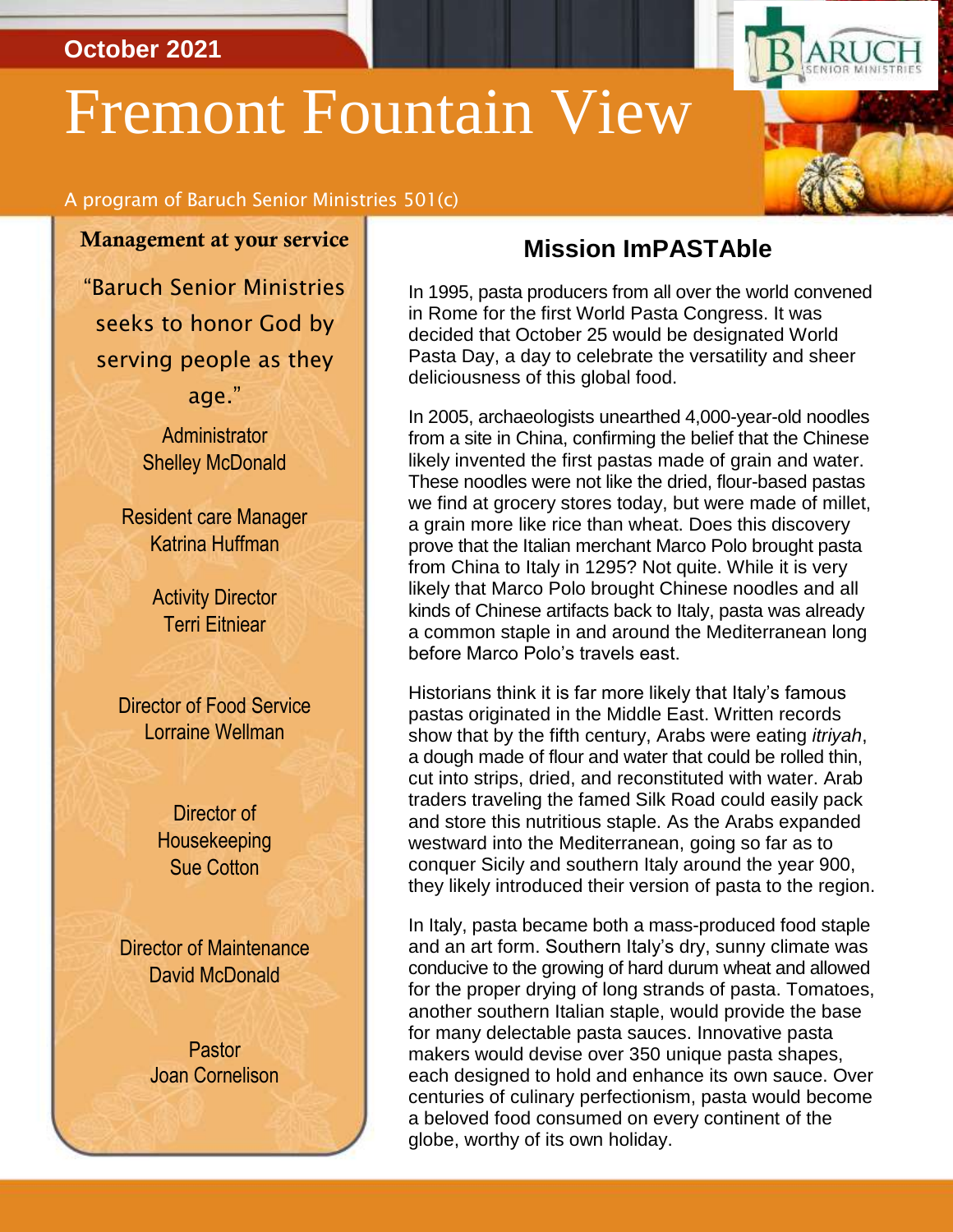October 2021

# Fremont Fountain View

A program of Baruch Senior Ministries 501(c)

**Management at your service**

"Baruch Senior Ministries seeks to honor God by serving people as they age."

Administrator
Shelley McDonald

Resident care Manager
Katrina Huffman

Activity Director
Terri Eitniear

Director of Food Service
Lorraine Wellman

Director of Housekeeping
Sue Cotton

Director of Maintenance
David McDonald

Pastor
Joan Cornelison

## Mission ImPASTAble

In 1995, pasta producers from all over the world convened in Rome for the first World Pasta Congress. It was decided that October 25 would be designated World Pasta Day, a day to celebrate the versatility and sheer deliciousness of this global food.

In 2005, archaeologists unearthed 4,000-year-old noodles from a site in China, confirming the belief that the Chinese likely invented the first pastas made of grain and water. These noodles were not like the dried, flour-based pastas we find at grocery stores today, but were made of millet, a grain more like rice than wheat. Does this discovery prove that the Italian merchant Marco Polo brought pasta from China to Italy in 1295? Not quite. While it is very likely that Marco Polo brought Chinese noodles and all kinds of Chinese artifacts back to Italy, pasta was already a common staple in and around the Mediterranean long before Marco Polo's travels east.

Historians think it is far more likely that Italy's famous pastas originated in the Middle East. Written records show that by the fifth century, Arabs were eating *itriyah*, a dough made of flour and water that could be rolled thin, cut into strips, dried, and reconstituted with water. Arab traders traveling the famed Silk Road could easily pack and store this nutritious staple. As the Arabs expanded westward into the Mediterranean, going so far as to conquer Sicily and southern Italy around the year 900, they likely introduced their version of pasta to the region.

In Italy, pasta became both a mass-produced food staple and an art form. Southern Italy's dry, sunny climate was conducive to the growing of hard durum wheat and allowed for the proper drying of long strands of pasta. Tomatoes, another southern Italian staple, would provide the base for many delectable pasta sauces. Innovative pasta makers would devise over 350 unique pasta shapes, each designed to hold and enhance its own sauce. Over centuries of culinary perfectionism, pasta would become a beloved food consumed on every continent of the globe, worthy of its own holiday.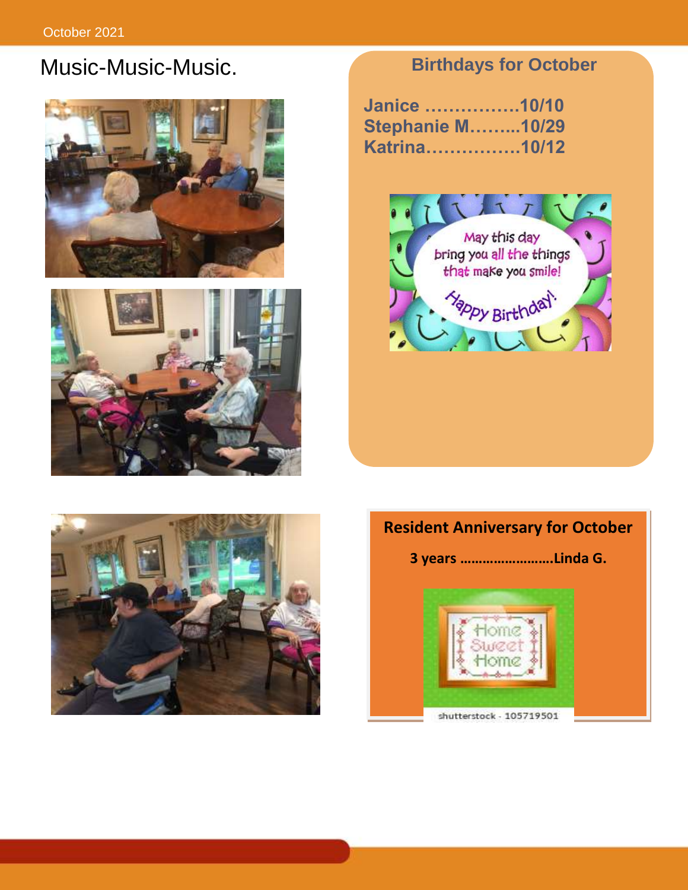# Music-Music-Music.

## Birthdays for October

**Janice ……………..10/10**
**Stephanie M……...10/29**
**Katrina…………….10/12**

## Resident Anniversary for October

**3 years …………………….Linda G.**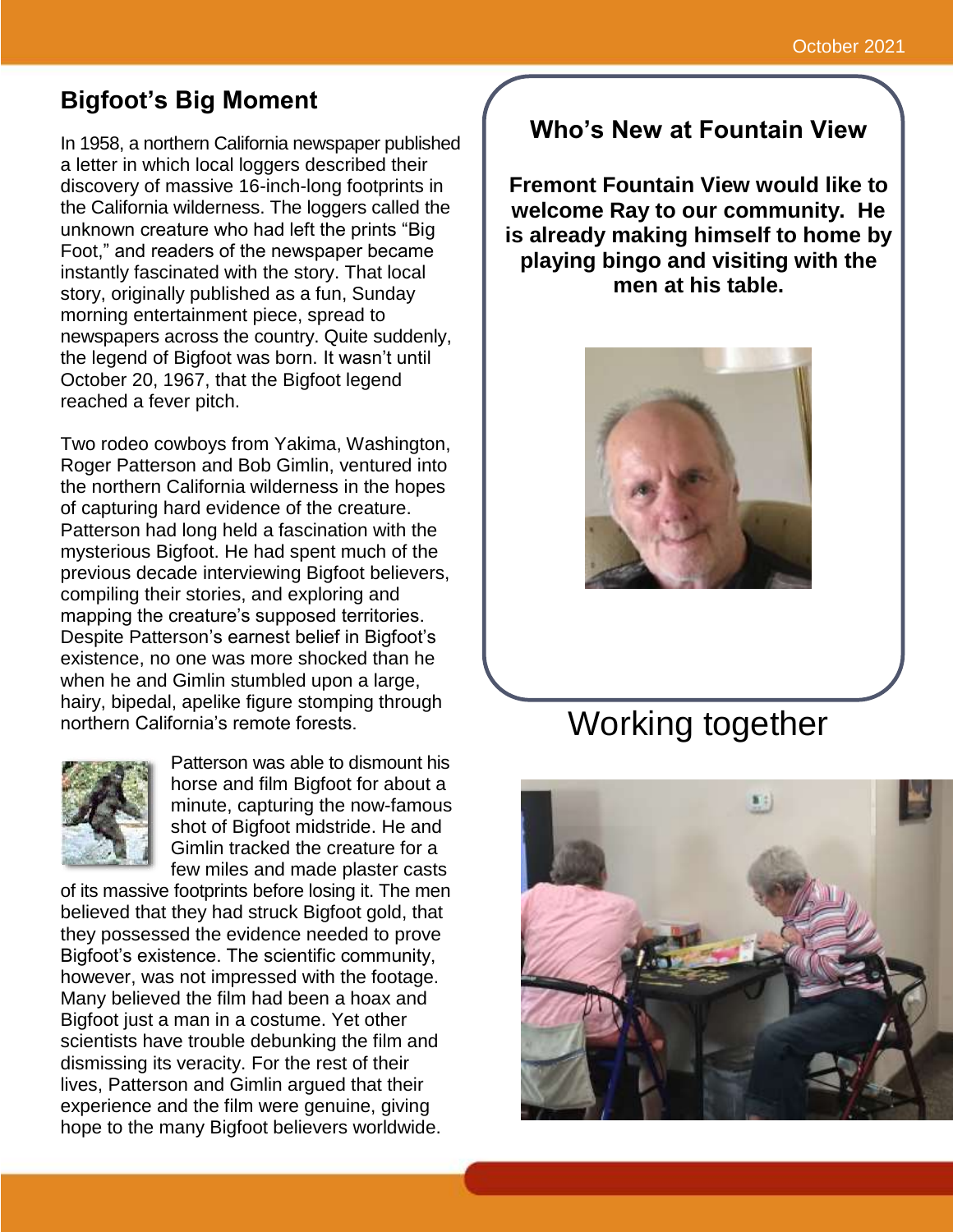## Bigfoot's Big Moment

In 1958, a northern California newspaper published a letter in which local loggers described their discovery of massive 16-inch-long footprints in the California wilderness. The loggers called the unknown creature who had left the prints "Big Foot," and readers of the newspaper became instantly fascinated with the story. That local story, originally published as a fun, Sunday morning entertainment piece, spread to newspapers across the country. Quite suddenly, the legend of Bigfoot was born. It wasn't until October 20, 1967, that the Bigfoot legend reached a fever pitch.

Two rodeo cowboys from Yakima, Washington, Roger Patterson and Bob Gimlin, ventured into the northern California wilderness in the hopes of capturing hard evidence of the creature. Patterson had long held a fascination with the mysterious Bigfoot. He had spent much of the previous decade interviewing Bigfoot believers, compiling their stories, and exploring and mapping the creature's supposed territories. Despite Patterson's earnest belief in Bigfoot's existence, no one was more shocked than he when he and Gimlin stumbled upon a large, hairy, bipedal, apelike figure stomping through northern California's remote forests.

Patterson was able to dismount his horse and film Bigfoot for about a minute, capturing the now-famous shot of Bigfoot midstride. He and Gimlin tracked the creature for a few miles and made plaster casts of its massive footprints before losing it. The men believed that they had struck Bigfoot gold, that they possessed the evidence needed to prove Bigfoot's existence. The scientific community, however, was not impressed with the footage. Many believed the film had been a hoax and Bigfoot just a man in a costume. Yet other scientists have trouble debunking the film and dismissing its veracity. For the rest of their lives, Patterson and Gimlin argued that their experience and the film were genuine, giving hope to the many Bigfoot believers worldwide.

## Who's New at Fountain View

**Fremont Fountain View would like to welcome Ray to our community. He is already making himself to home by playing bingo and visiting with the men at his table.**

# Working together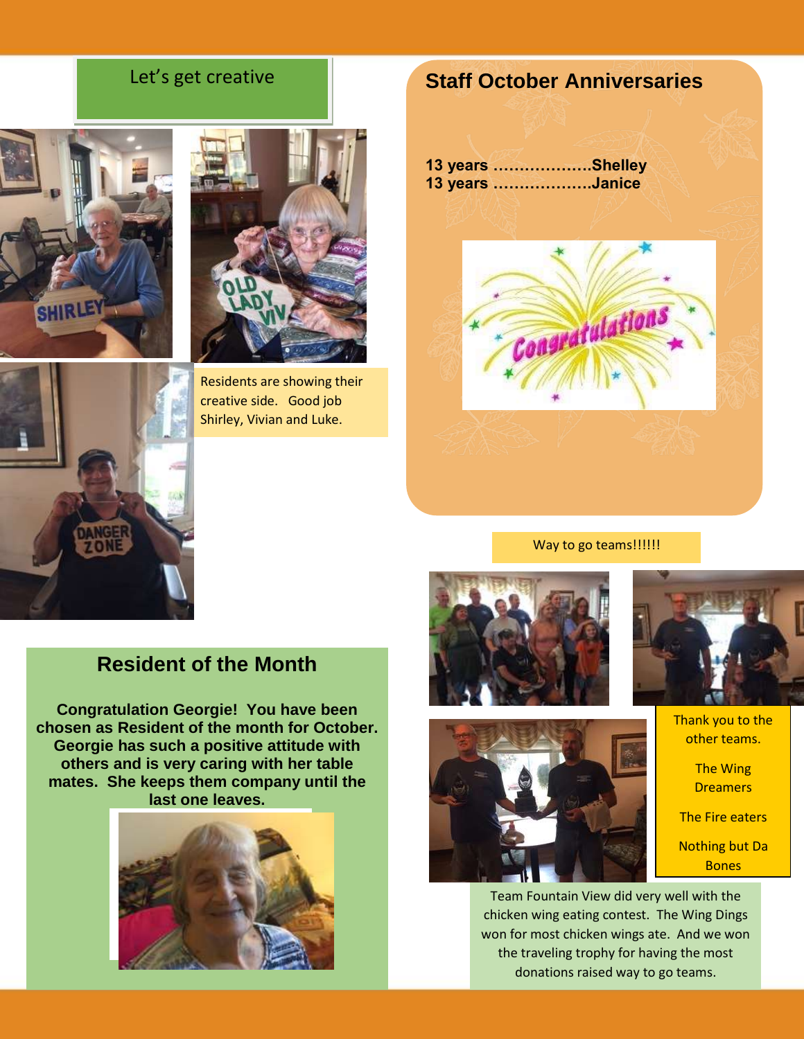## Let's get creative

Residents are showing their creative side. Good job Shirley, Vivian and Luke.

## Resident of the Month

**Congratulation Georgie! You have been chosen as Resident of the month for October. Georgie has such a positive attitude with others and is very caring with her table mates. She keeps them company until the last one leaves.**

## Staff October Anniversaries

**13 years ………………Shelley**
**13 years ………………Janice**

Way to go teams!!!!!!

Thank you to the other teams.

The Wing Dreamers

The Fire eaters

Nothing but Da Bones

Team Fountain View did very well with the chicken wing eating contest. The Wing Dings won for most chicken wings ate. And we won the traveling trophy for having the most donations raised way to go teams.